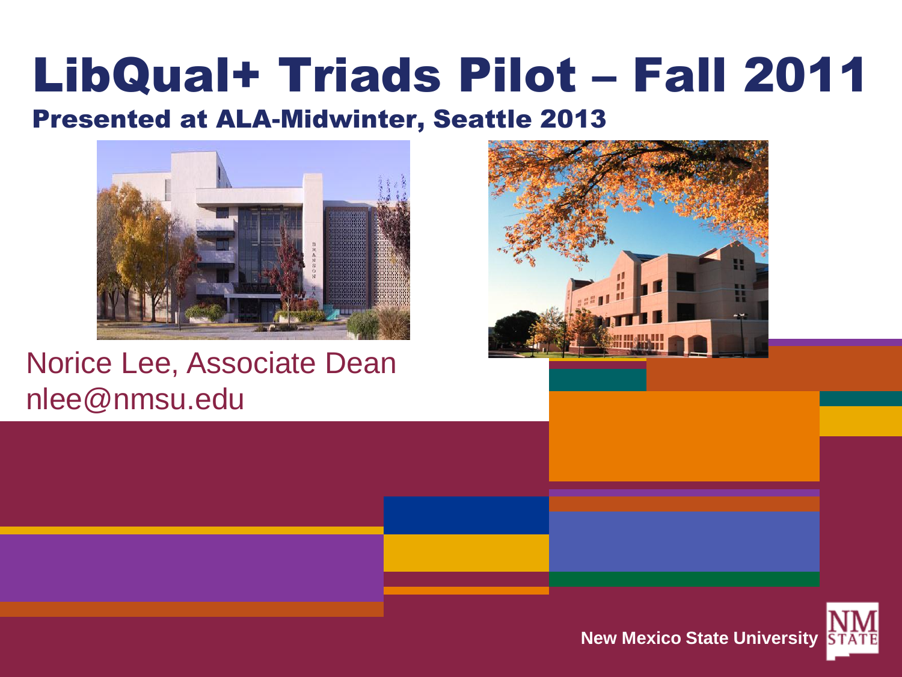# LibQual+ Triads Pilot – Fall 2011

## Presented at ALA-Midwinter, Seattle 2013

Norice Lee, Associate Dean
nlee@nmsu.edu

New Mexico State University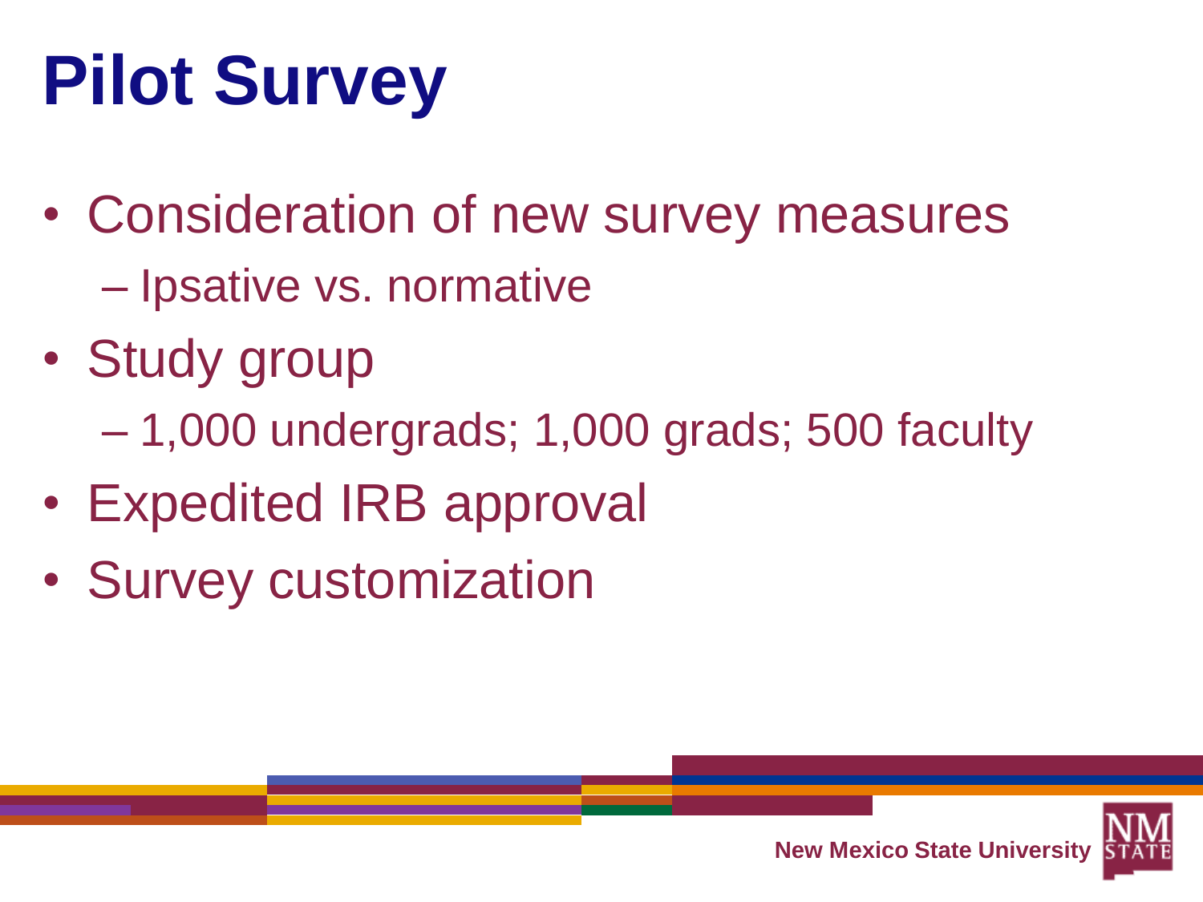# Pilot Survey

- Consideration of new survey measures
  - Ipsative vs. normative
- Study group
  - 1,000 undergrads; 1,000 grads; 500 faculty
- Expedited IRB approval
- Survey customization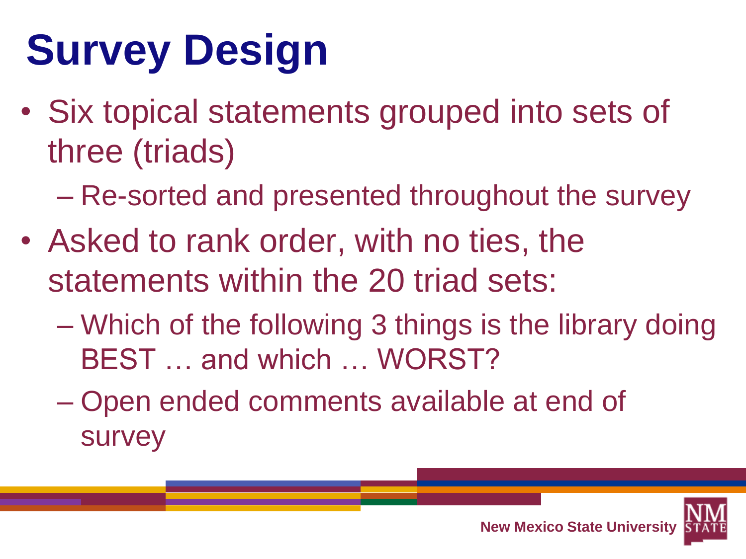# Survey Design

- Six topical statements grouped into sets of three (triads)
  - Re-sorted and presented throughout the survey
- Asked to rank order, with no ties, the statements within the 20 triad sets:
  - Which of the following 3 things is the library doing BEST … and which … WORST?
  - Open ended comments available at end of survey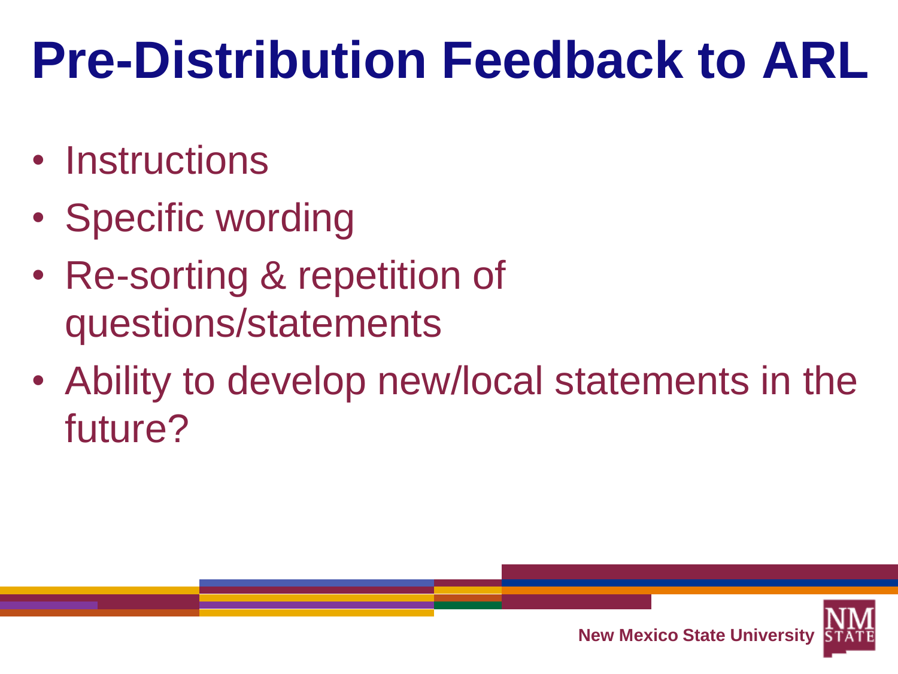# Pre-Distribution Feedback to ARL

- Instructions
- Specific wording
- Re-sorting & repetition of questions/statements
- Ability to develop new/local statements in the future?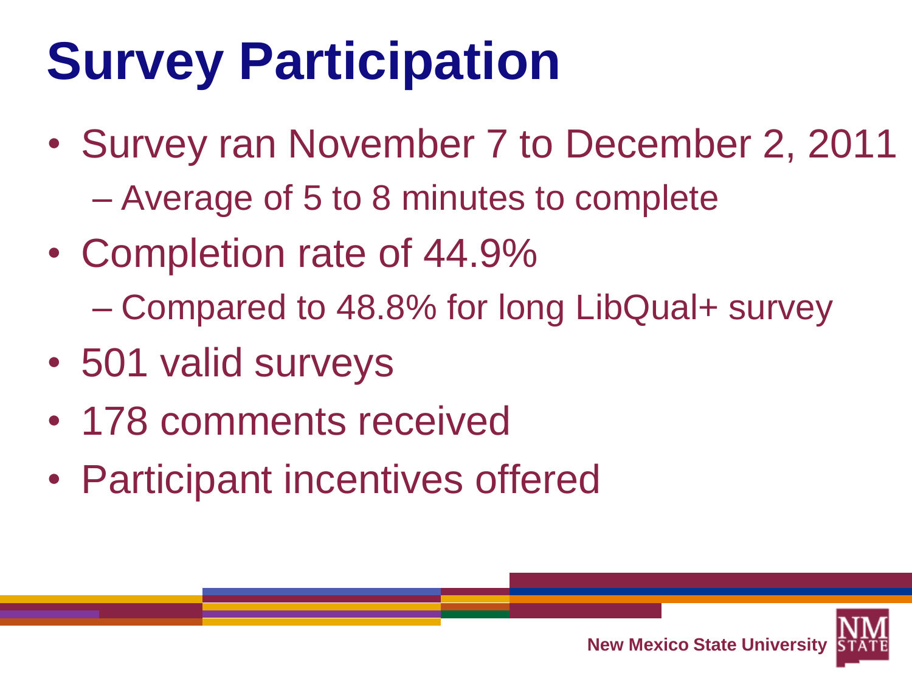# Survey Participation

- Survey ran November 7 to December 2, 2011
  - Average of 5 to 8 minutes to complete
- Completion rate of 44.9%
  - Compared to 48.8% for long LibQual+ survey
- 501 valid surveys
- 178 comments received
- Participant incentives offered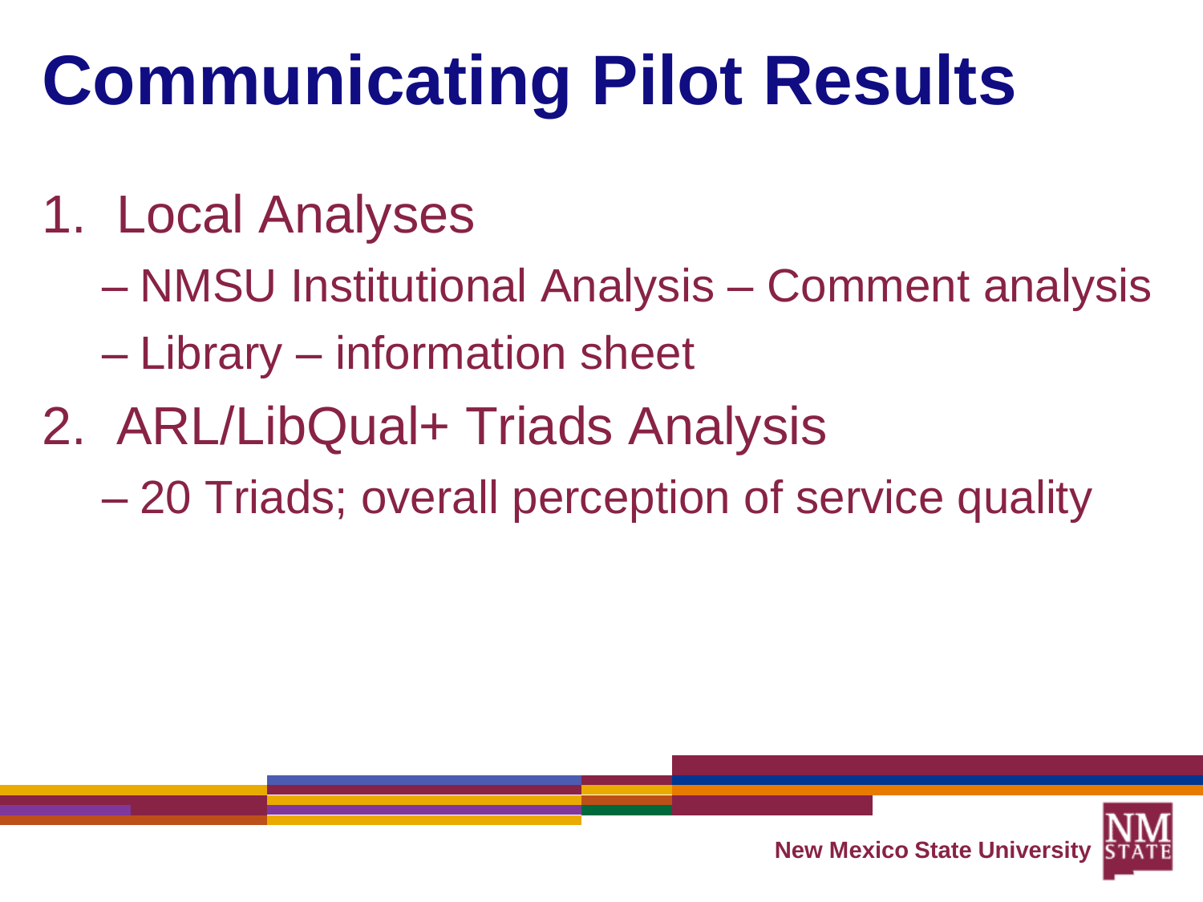# Communicating Pilot Results

1. Local Analyses
   - NMSU Institutional Analysis – Comment analysis
   - Library – information sheet
2. ARL/LibQual+ Triads Analysis
   - 20 Triads; overall perception of service quality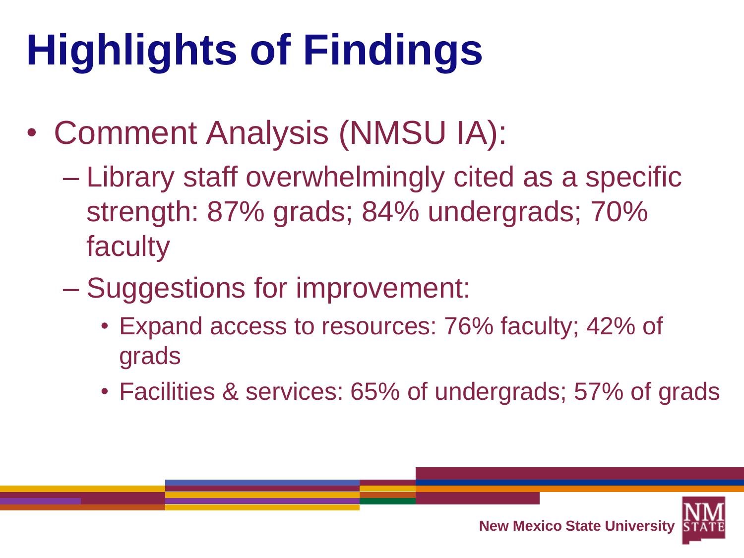# Highlights of Findings

- Comment Analysis (NMSU IA):
  - Library staff overwhelmingly cited as a specific strength: 87% grads; 84% undergrads; 70% faculty
  - Suggestions for improvement:
    - Expand access to resources: 76% faculty; 42% of grads
    - Facilities & services: 65% of undergrads; 57% of grads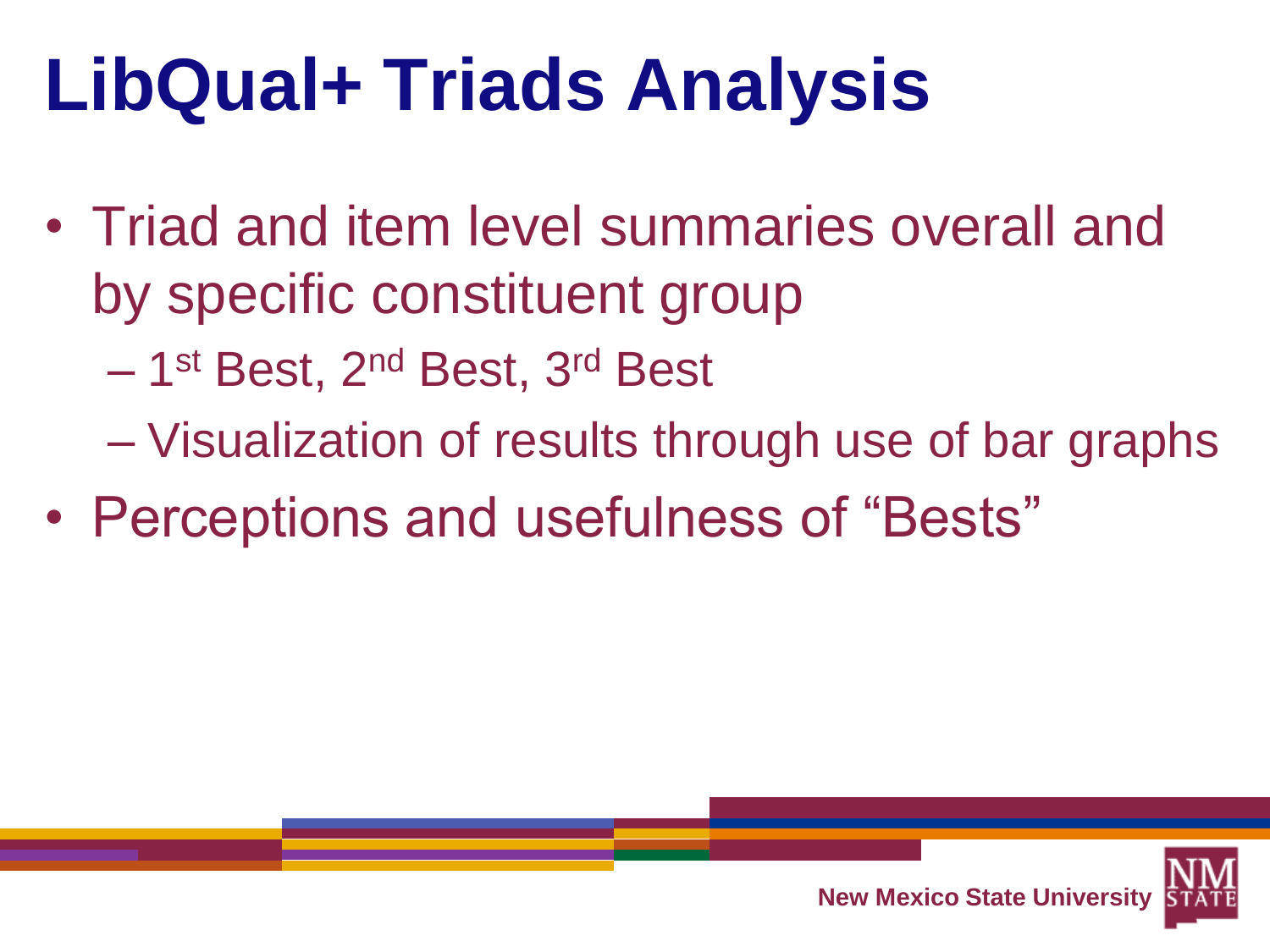# LibQual+ Triads Analysis

- Triad and item level summaries overall and by specific constituent group
  - 1st Best, 2nd Best, 3rd Best
  - Visualization of results through use of bar graphs
- Perceptions and usefulness of "Bests"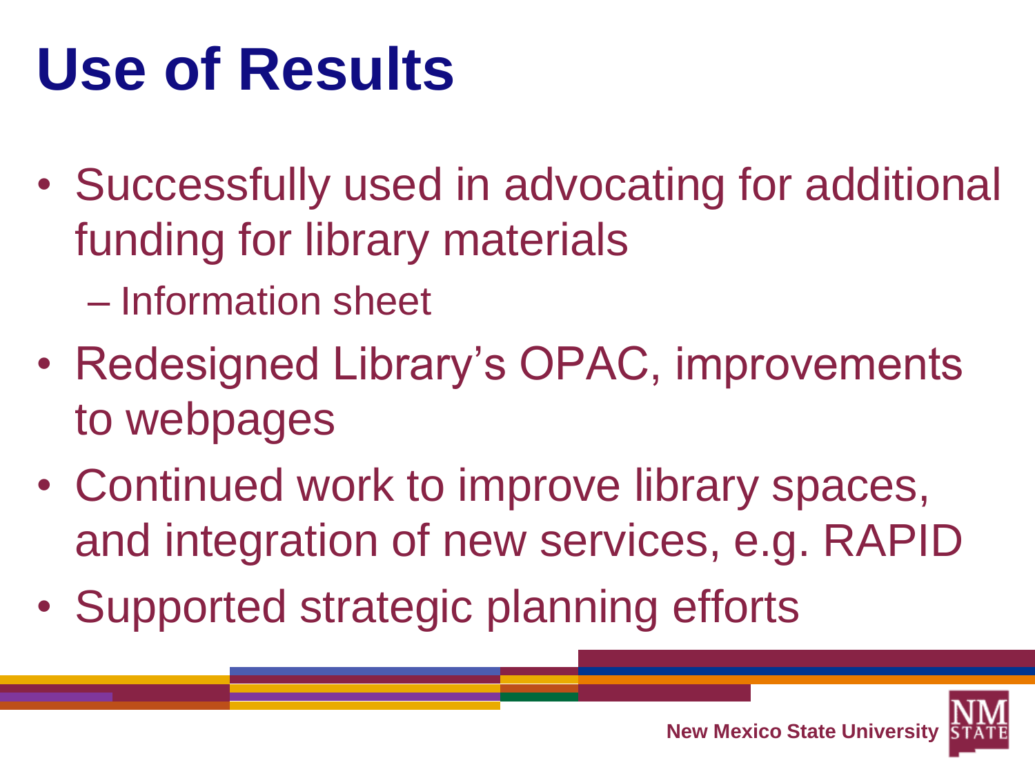# Use of Results

- Successfully used in advocating for additional funding for library materials
  - Information sheet
- Redesigned Library's OPAC, improvements to webpages
- Continued work to improve library spaces, and integration of new services, e.g. RAPID
- Supported strategic planning efforts